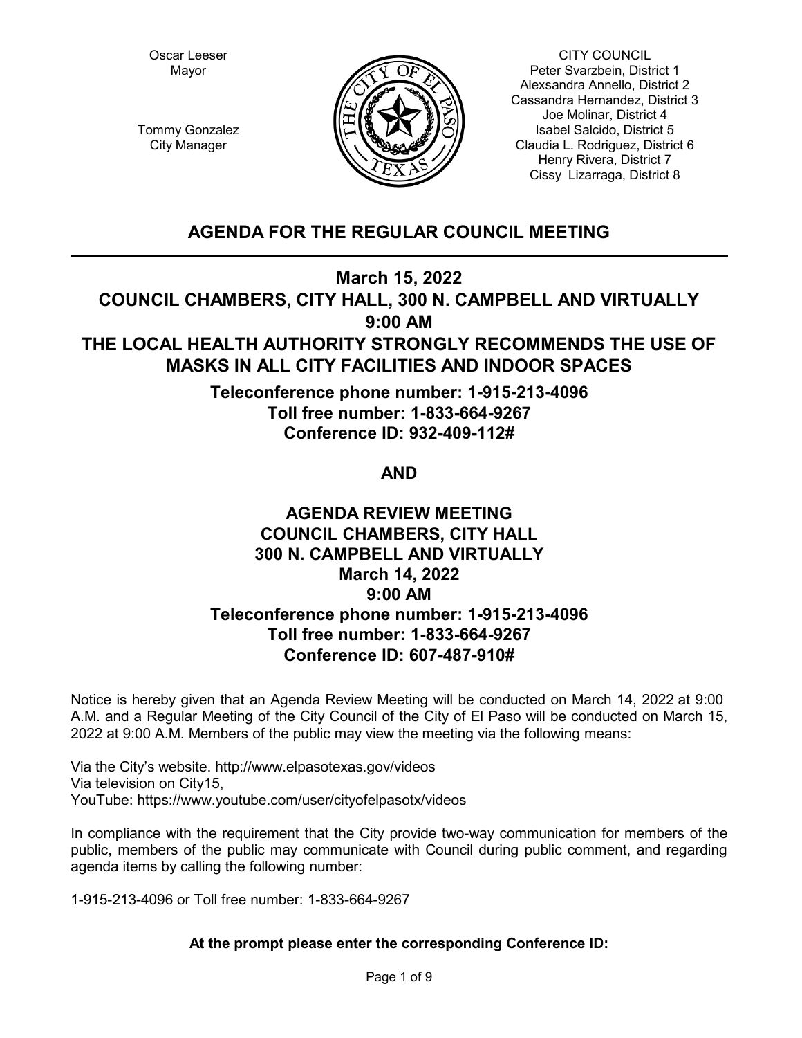Oscar Leeser
Mayor

Tommy Gonzalez
City Manager

CITY COUNCIL
Peter Svarzbein, District 1
Alexsandra Annello, District 2
Cassandra Hernandez, District 3
Joe Molinar, District 4
Isabel Salcido, District 5
Claudia L. Rodriguez, District 6
Henry Rivera, District 7
Cissy Lizarraga, District 8

# AGENDA FOR THE REGULAR COUNCIL MEETING

**March 15, 2022**
**COUNCIL CHAMBERS, CITY HALL, 300 N. CAMPBELL AND VIRTUALLY**
**9:00 AM**
**THE LOCAL HEALTH AUTHORITY STRONGLY RECOMMENDS THE USE OF MASKS IN ALL CITY FACILITIES AND INDOOR SPACES**

**Teleconference phone number: 1-915-213-4096**
**Toll free number: 1-833-664-9267**
**Conference ID: 932-409-112#**

**AND**

**AGENDA REVIEW MEETING**
**COUNCIL CHAMBERS, CITY HALL**
**300 N. CAMPBELL AND VIRTUALLY**
**March 14, 2022**
**9:00 AM**
**Teleconference phone number: 1-915-213-4096**
**Toll free number: 1-833-664-9267**
**Conference ID: 607-487-910#**

Notice is hereby given that an Agenda Review Meeting will be conducted on March 14, 2022 at 9:00 A.M. and a Regular Meeting of the City Council of the City of El Paso will be conducted on March 15, 2022 at 9:00 A.M. Members of the public may view the meeting via the following means:

Via the City's website. http://www.elpasotexas.gov/videos
Via television on City15,
YouTube: https://www.youtube.com/user/cityofelpasotx/videos

In compliance with the requirement that the City provide two-way communication for members of the public, members of the public may communicate with Council during public comment, and regarding agenda items by calling the following number:

1-915-213-4096 or Toll free number: 1-833-664-9267

**At the prompt please enter the corresponding Conference ID:**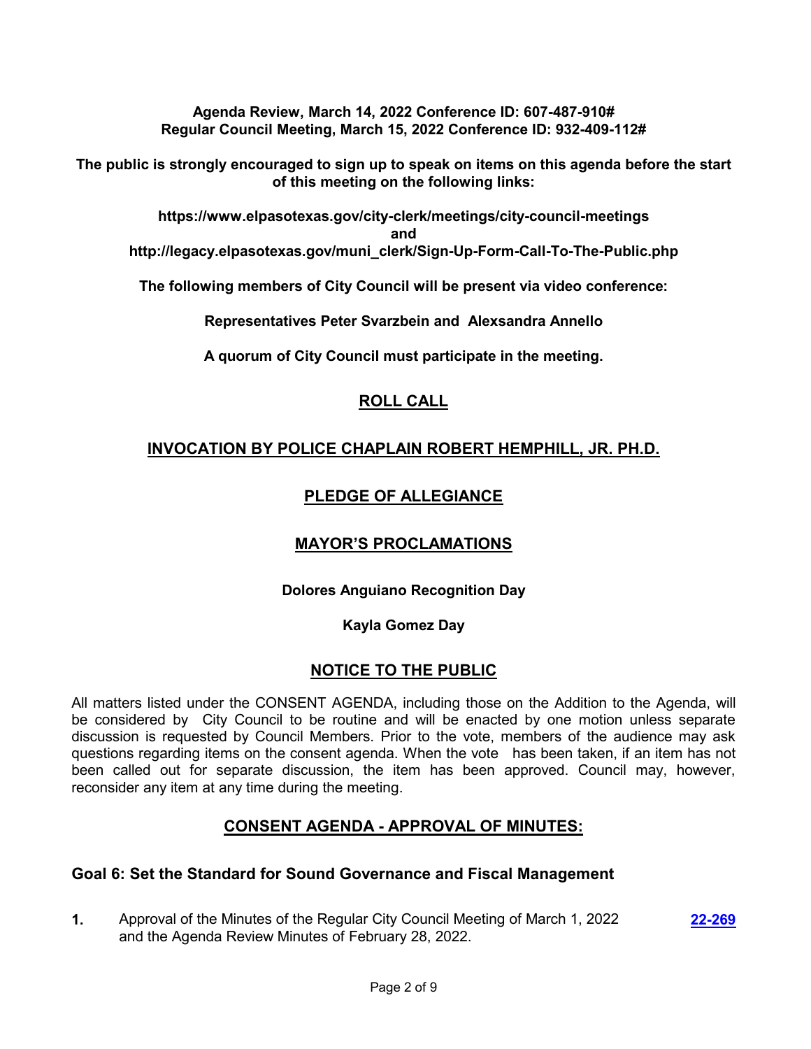**Agenda Review, March 14, 2022 Conference ID: 607-487-910#**
**Regular Council Meeting, March 15, 2022 Conference ID: 932-409-112#**

**The public is strongly encouraged to sign up to speak on items on this agenda before the start of this meeting on the following links:**

**https://www.elpasotexas.gov/city-clerk/meetings/city-council-meetings**
**and**
**http://legacy.elpasotexas.gov/muni_clerk/Sign-Up-Form-Call-To-The-Public.php**

**The following members of City Council will be present via video conference:**

**Representatives Peter Svarzbein and Alexsandra Annello**

**A quorum of City Council must participate in the meeting.**

## ROLL CALL

## INVOCATION BY POLICE CHAPLAIN ROBERT HEMPHILL, JR. PH.D.

## PLEDGE OF ALLEGIANCE

## MAYOR'S PROCLAMATIONS

**Dolores Anguiano Recognition Day**

**Kayla Gomez Day**

## NOTICE TO THE PUBLIC

All matters listed under the CONSENT AGENDA, including those on the Addition to the Agenda, will be considered by City Council to be routine and will be enacted by one motion unless separate discussion is requested by Council Members. Prior to the vote, members of the audience may ask questions regarding items on the consent agenda. When the vote has been taken, if an item has not been called out for separate discussion, the item has been approved. Council may, however, reconsider any item at any time during the meeting.

## CONSENT AGENDA - APPROVAL OF MINUTES:

### Goal 6: Set the Standard for Sound Governance and Fiscal Management

**1.** Approval of the Minutes of the Regular City Council Meeting of March 1, 2022 and the Agenda Review Minutes of February 28, 2022. **22-269**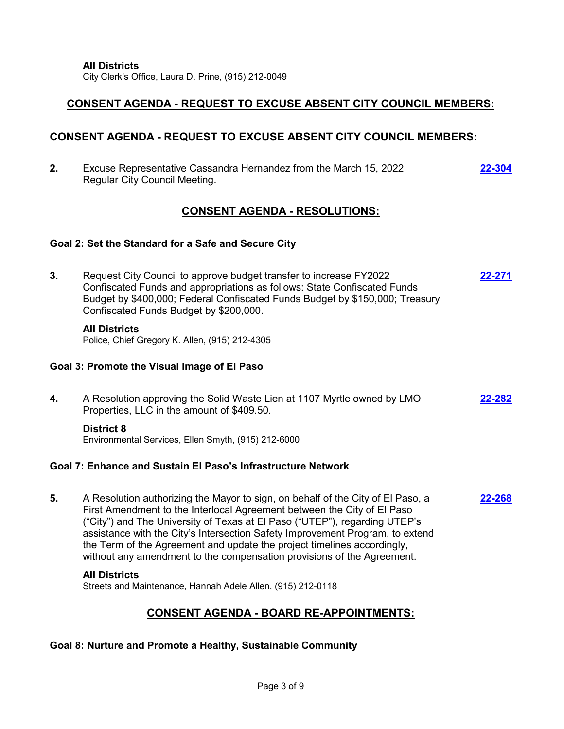**All Districts**
City Clerk's Office, Laura D. Prine, (915) 212-0049

## CONSENT AGENDA - REQUEST TO EXCUSE ABSENT CITY COUNCIL MEMBERS:

## CONSENT AGENDA - REQUEST TO EXCUSE ABSENT CITY COUNCIL MEMBERS:

**2.** Excuse Representative Cassandra Hernandez from the March 15, 2022 Regular City Council Meeting. **22-304**

## CONSENT AGENDA - RESOLUTIONS:

### Goal 2: Set the Standard for a Safe and Secure City

**3.** Request City Council to approve budget transfer to increase FY2022 Confiscated Funds and appropriations as follows: State Confiscated Funds Budget by $400,000; Federal Confiscated Funds Budget by $150,000; Treasury Confiscated Funds Budget by $200,000. **22-271**

**All Districts**
Police, Chief Gregory K. Allen, (915) 212-4305

### Goal 3: Promote the Visual Image of El Paso

**4.** A Resolution approving the Solid Waste Lien at 1107 Myrtle owned by LMO Properties, LLC in the amount of $409.50. **22-282**

**District 8**
Environmental Services, Ellen Smyth, (915) 212-6000

### Goal 7: Enhance and Sustain El Paso's Infrastructure Network

**5.** A Resolution authorizing the Mayor to sign, on behalf of the City of El Paso, a First Amendment to the Interlocal Agreement between the City of El Paso ("City") and The University of Texas at El Paso ("UTEP"), regarding UTEP's assistance with the City's Intersection Safety Improvement Program, to extend the Term of the Agreement and update the project timelines accordingly, without any amendment to the compensation provisions of the Agreement. **22-268**

**All Districts**
Streets and Maintenance, Hannah Adele Allen, (915) 212-0118

## CONSENT AGENDA - BOARD RE-APPOINTMENTS:

### Goal 8: Nurture and Promote a Healthy, Sustainable Community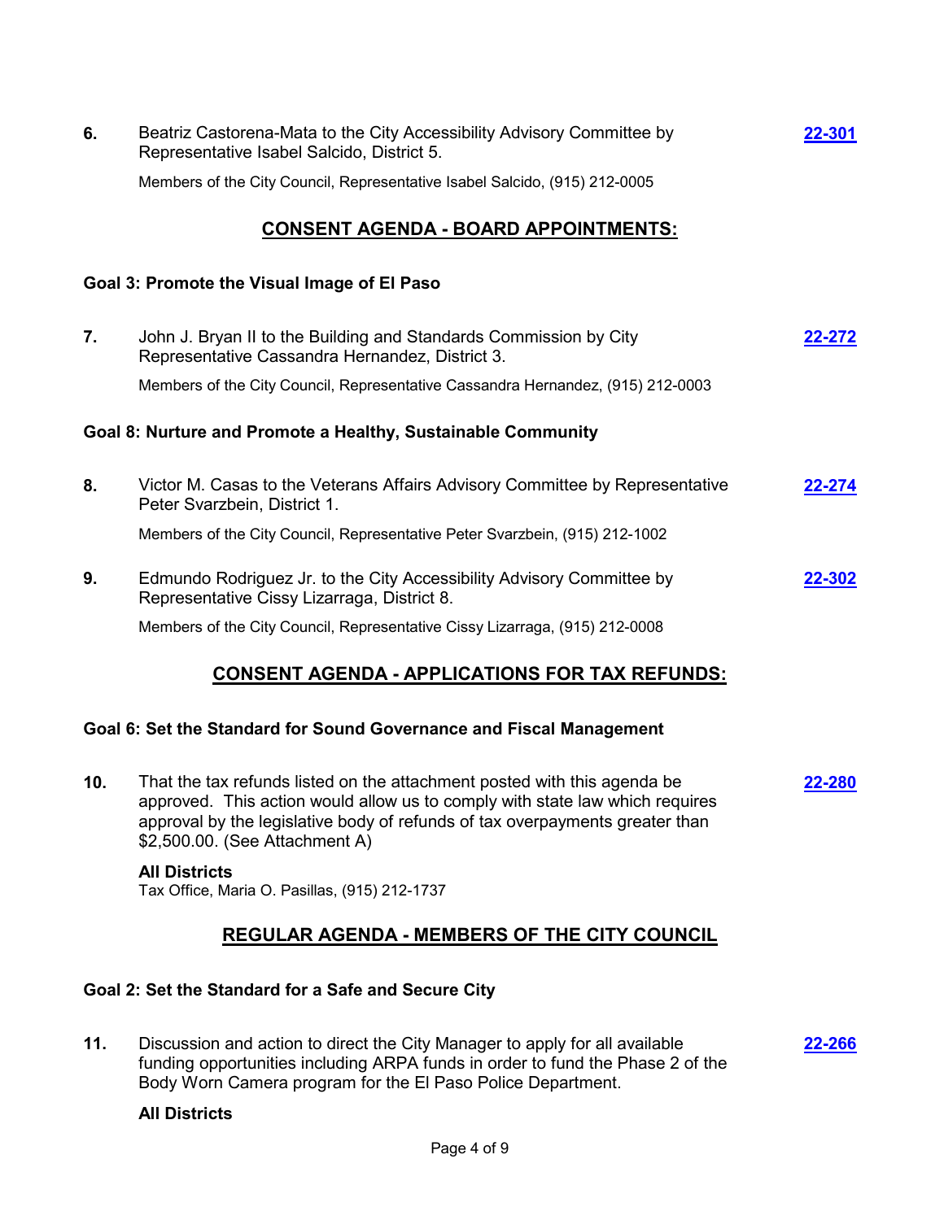**6.** Beatriz Castorena-Mata to the City Accessibility Advisory Committee by Representative Isabel Salcido, District 5. **22-301**

Members of the City Council, Representative Isabel Salcido, (915) 212-0005

## CONSENT AGENDA - BOARD APPOINTMENTS:

### Goal 3: Promote the Visual Image of El Paso

**7.** John J. Bryan II to the Building and Standards Commission by City Representative Cassandra Hernandez, District 3. **22-272**

Members of the City Council, Representative Cassandra Hernandez, (915) 212-0003

### Goal 8: Nurture and Promote a Healthy, Sustainable Community

**8.** Victor M. Casas to the Veterans Affairs Advisory Committee by Representative Peter Svarzbein, District 1. **22-274**

Members of the City Council, Representative Peter Svarzbein, (915) 212-1002

**9.** Edmundo Rodriguez Jr. to the City Accessibility Advisory Committee by Representative Cissy Lizarraga, District 8. **22-302**

Members of the City Council, Representative Cissy Lizarraga, (915) 212-0008

## CONSENT AGENDA - APPLICATIONS FOR TAX REFUNDS:

### Goal 6: Set the Standard for Sound Governance and Fiscal Management

**10.** That the tax refunds listed on the attachment posted with this agenda be approved. This action would allow us to comply with state law which requires approval by the legislative body of refunds of tax overpayments greater than $2,500.00. (See Attachment A) **22-280**

**All Districts**
Tax Office, Maria O. Pasillas, (915) 212-1737

## REGULAR AGENDA - MEMBERS OF THE CITY COUNCIL

### Goal 2: Set the Standard for a Safe and Secure City

**11.** Discussion and action to direct the City Manager to apply for all available funding opportunities including ARPA funds in order to fund the Phase 2 of the Body Worn Camera program for the El Paso Police Department. **22-266**

**All Districts**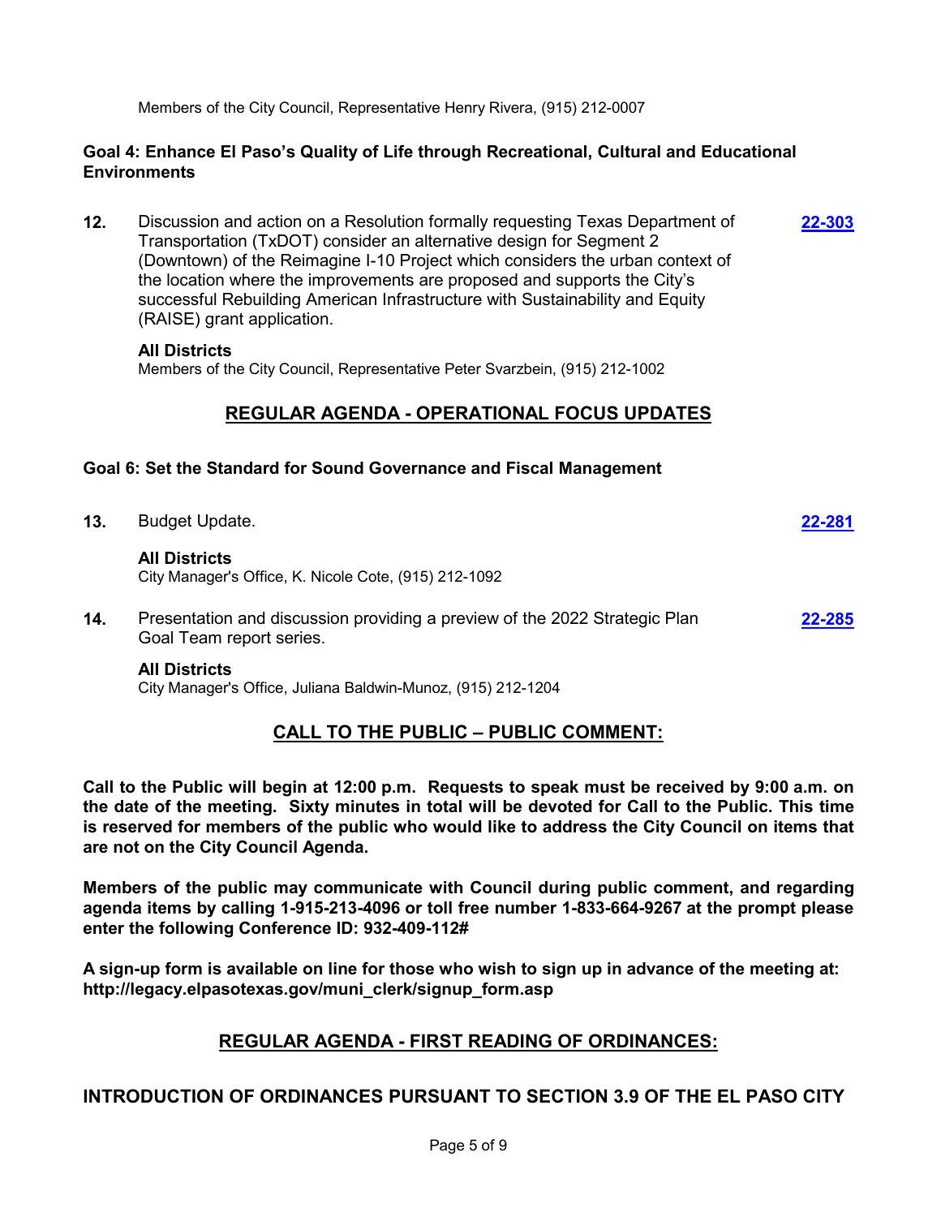Members of the City Council, Representative Henry Rivera, (915) 212-0007

**Goal 4: Enhance El Paso's Quality of Life through Recreational, Cultural and Educational Environments**

**12.** Discussion and action on a Resolution formally requesting Texas Department of Transportation (TxDOT) consider an alternative design for Segment 2 (Downtown) of the Reimagine I-10 Project which considers the urban context of the location where the improvements are proposed and supports the City's successful Rebuilding American Infrastructure with Sustainability and Equity (RAISE) grant application. **22-303**

**All Districts**
Members of the City Council, Representative Peter Svarzbein, (915) 212-1002

## REGULAR AGENDA - OPERATIONAL FOCUS UPDATES

**Goal 6: Set the Standard for Sound Governance and Fiscal Management**

**13.** Budget Update. **22-281**

**All Districts**
City Manager's Office, K. Nicole Cote, (915) 212-1092

**14.** Presentation and discussion providing a preview of the 2022 Strategic Plan Goal Team report series. **22-285**

**All Districts**
City Manager's Office, Juliana Baldwin-Munoz, (915) 212-1204

## CALL TO THE PUBLIC – PUBLIC COMMENT:

**Call to the Public will begin at 12:00 p.m. Requests to speak must be received by 9:00 a.m. on the date of the meeting. Sixty minutes in total will be devoted for Call to the Public. This time is reserved for members of the public who would like to address the City Council on items that are not on the City Council Agenda.**

**Members of the public may communicate with Council during public comment, and regarding agenda items by calling 1-915-213-4096 or toll free number 1-833-664-9267 at the prompt please enter the following Conference ID: 932-409-112#**

**A sign-up form is available on line for those who wish to sign up in advance of the meeting at: http://legacy.elpasotexas.gov/muni_clerk/signup_form.asp**

## REGULAR AGENDA - FIRST READING OF ORDINANCES:

## INTRODUCTION OF ORDINANCES PURSUANT TO SECTION 3.9 OF THE EL PASO CITY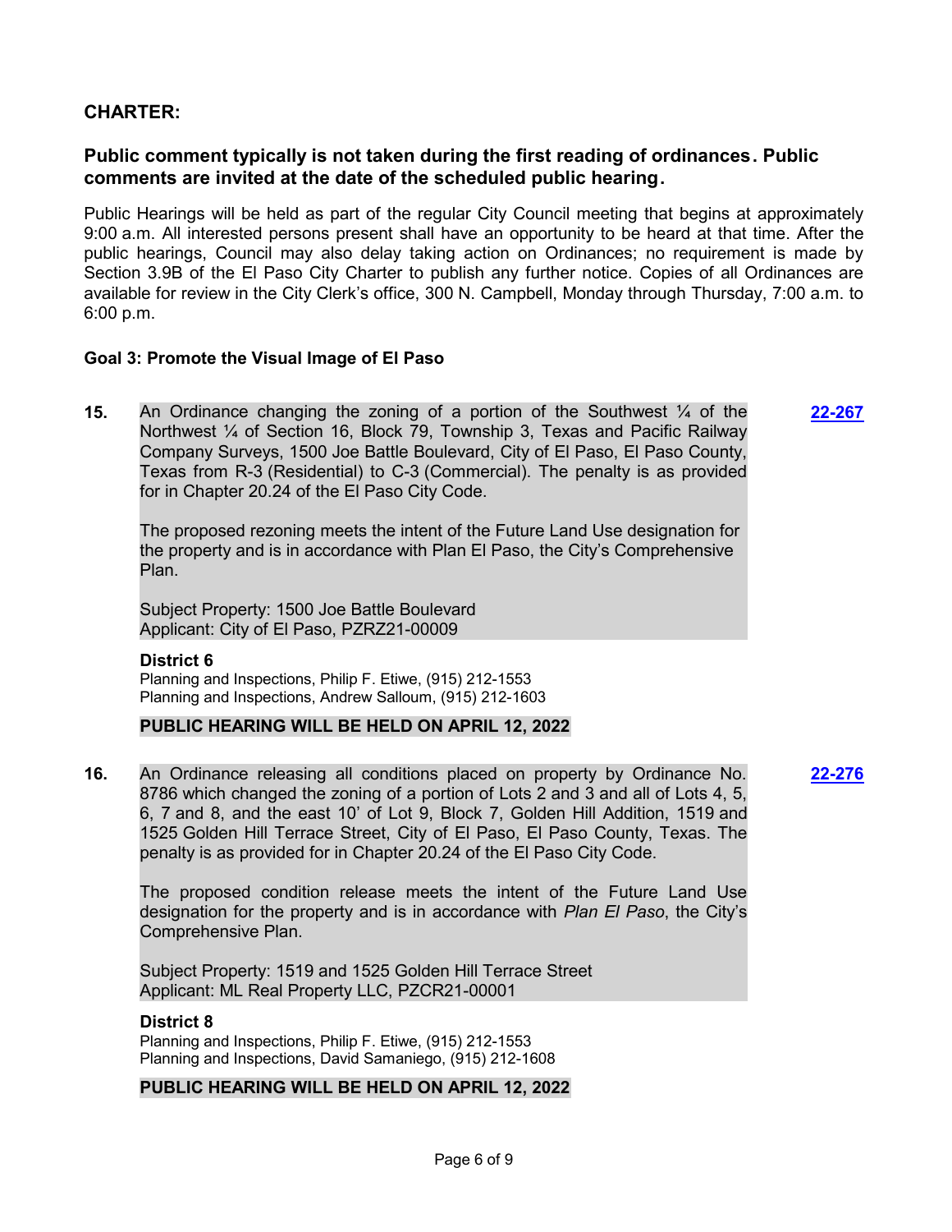## CHARTER:

### Public comment typically is not taken during the first reading of ordinances. Public comments are invited at the date of the scheduled public hearing.

Public Hearings will be held as part of the regular City Council meeting that begins at approximately 9:00 a.m. All interested persons present shall have an opportunity to be heard at that time. After the public hearings, Council may also delay taking action on Ordinances; no requirement is made by Section 3.9B of the El Paso City Charter to publish any further notice. Copies of all Ordinances are available for review in the City Clerk's office, 300 N. Campbell, Monday through Thursday, 7:00 a.m. to 6:00 p.m.

#### Goal 3: Promote the Visual Image of El Paso

**15.** An Ordinance changing the zoning of a portion of the Southwest ¼ of the Northwest ¼ of Section 16, Block 79, Township 3, Texas and Pacific Railway Company Surveys, 1500 Joe Battle Boulevard, City of El Paso, El Paso County, Texas from R-3 (Residential) to C-3 (Commercial). The penalty is as provided for in Chapter 20.24 of the El Paso City Code. **22-267**

The proposed rezoning meets the intent of the Future Land Use designation for the property and is in accordance with Plan El Paso, the City's Comprehensive Plan.

Subject Property: 1500 Joe Battle Boulevard
Applicant: City of El Paso, PZRZ21-00009

**District 6**
Planning and Inspections, Philip F. Etiwe, (915) 212-1553
Planning and Inspections, Andrew Salloum, (915) 212-1603

**PUBLIC HEARING WILL BE HELD ON APRIL 12, 2022**

**16.** An Ordinance releasing all conditions placed on property by Ordinance No. 8786 which changed the zoning of a portion of Lots 2 and 3 and all of Lots 4, 5, 6, 7 and 8, and the east 10' of Lot 9, Block 7, Golden Hill Addition, 1519 and 1525 Golden Hill Terrace Street, City of El Paso, El Paso County, Texas. The penalty is as provided for in Chapter 20.24 of the El Paso City Code. **22-276**

The proposed condition release meets the intent of the Future Land Use designation for the property and is in accordance with *Plan El Paso*, the City's Comprehensive Plan.

Subject Property: 1519 and 1525 Golden Hill Terrace Street
Applicant: ML Real Property LLC, PZCR21-00001

**District 8**
Planning and Inspections, Philip F. Etiwe, (915) 212-1553
Planning and Inspections, David Samaniego, (915) 212-1608

**PUBLIC HEARING WILL BE HELD ON APRIL 12, 2022**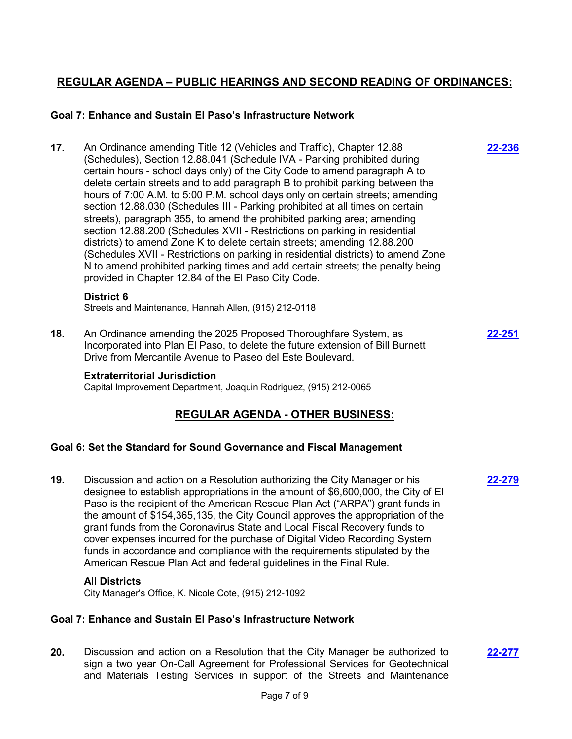## REGULAR AGENDA – PUBLIC HEARINGS AND SECOND READING OF ORDINANCES:

### Goal 7: Enhance and Sustain El Paso's Infrastructure Network

**17.** An Ordinance amending Title 12 (Vehicles and Traffic), Chapter 12.88 (Schedules), Section 12.88.041 (Schedule IVA - Parking prohibited during certain hours - school days only) of the City Code to amend paragraph A to delete certain streets and to add paragraph B to prohibit parking between the hours of 7:00 A.M. to 5:00 P.M. school days only on certain streets; amending section 12.88.030 (Schedules III - Parking prohibited at all times on certain streets), paragraph 355, to amend the prohibited parking area; amending section 12.88.200 (Schedules XVII - Restrictions on parking in residential districts) to amend Zone K to delete certain streets; amending 12.88.200 (Schedules XVII - Restrictions on parking in residential districts) to amend Zone N to amend prohibited parking times and add certain streets; the penalty being provided in Chapter 12.84 of the El Paso City Code. **22-236**

**District 6**
Streets and Maintenance, Hannah Allen, (915) 212-0118

**18.** An Ordinance amending the 2025 Proposed Thoroughfare System, as Incorporated into Plan El Paso, to delete the future extension of Bill Burnett Drive from Mercantile Avenue to Paseo del Este Boulevard. **22-251**

**Extraterritorial Jurisdiction**
Capital Improvement Department, Joaquin Rodriguez, (915) 212-0065

## REGULAR AGENDA - OTHER BUSINESS:

### Goal 6: Set the Standard for Sound Governance and Fiscal Management

**19.** Discussion and action on a Resolution authorizing the City Manager or his designee to establish appropriations in the amount of $6,600,000, the City of El Paso is the recipient of the American Rescue Plan Act ("ARPA") grant funds in the amount of $154,365,135, the City Council approves the appropriation of the grant funds from the Coronavirus State and Local Fiscal Recovery funds to cover expenses incurred for the purchase of Digital Video Recording System funds in accordance and compliance with the requirements stipulated by the American Rescue Plan Act and federal guidelines in the Final Rule. **22-279**

**All Districts**
City Manager's Office, K. Nicole Cote, (915) 212-1092

### Goal 7: Enhance and Sustain El Paso's Infrastructure Network

**20.** Discussion and action on a Resolution that the City Manager be authorized to sign a two year On-Call Agreement for Professional Services for Geotechnical and Materials Testing Services in support of the Streets and Maintenance **22-277**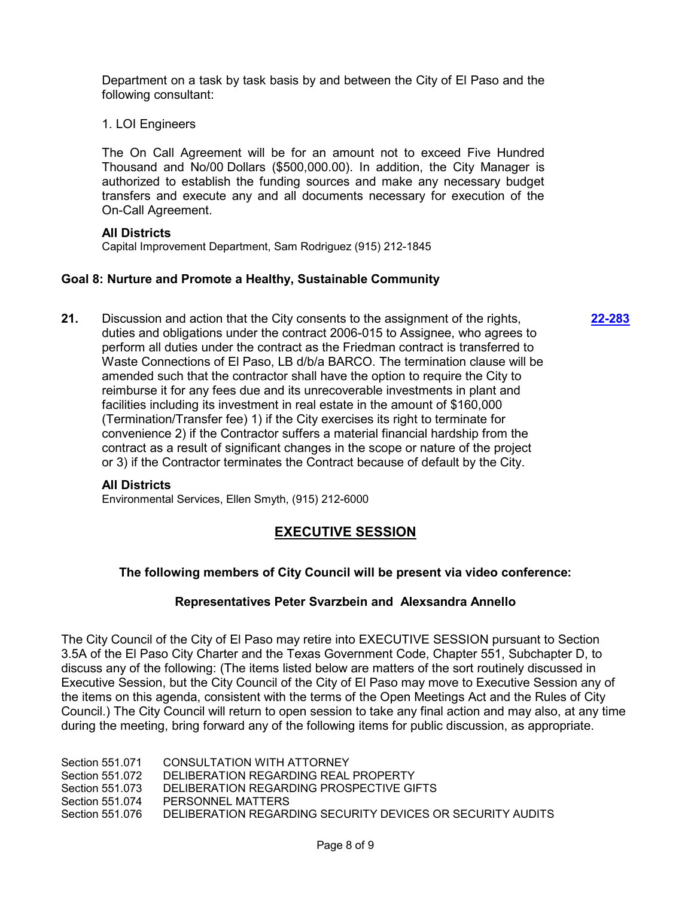Department on a task by task basis by and between the City of El Paso and the following consultant:

1. LOI Engineers

The On Call Agreement will be for an amount not to exceed Five Hundred Thousand and No/00 Dollars ($500,000.00). In addition, the City Manager is authorized to establish the funding sources and make any necessary budget transfers and execute any and all documents necessary for execution of the On-Call Agreement.

**All Districts**
Capital Improvement Department, Sam Rodriguez (915) 212-1845

**Goal 8: Nurture and Promote a Healthy, Sustainable Community**

**21.** Discussion and action that the City consents to the assignment of the rights, duties and obligations under the contract 2006-015 to Assignee, who agrees to perform all duties under the contract as the Friedman contract is transferred to Waste Connections of El Paso, LB d/b/a BARCO. The termination clause will be amended such that the contractor shall have the option to require the City to reimburse it for any fees due and its unrecoverable investments in plant and facilities including its investment in real estate in the amount of $160,000 (Termination/Transfer fee) 1) if the City exercises its right to terminate for convenience 2) if the Contractor suffers a material financial hardship from the contract as a result of significant changes in the scope or nature of the project or 3) if the Contractor terminates the Contract because of default by the City. **22-283**

**All Districts**
Environmental Services, Ellen Smyth, (915) 212-6000

## EXECUTIVE SESSION

**The following members of City Council will be present via video conference:**

**Representatives Peter Svarzbein and Alexsandra Annello**

The City Council of the City of El Paso may retire into EXECUTIVE SESSION pursuant to Section 3.5A of the El Paso City Charter and the Texas Government Code, Chapter 551, Subchapter D, to discuss any of the following: (The items listed below are matters of the sort routinely discussed in Executive Session, but the City Council of the City of El Paso may move to Executive Session any of the items on this agenda, consistent with the terms of the Open Meetings Act and the Rules of City Council.) The City Council will return to open session to take any final action and may also, at any time during the meeting, bring forward any of the following items for public discussion, as appropriate.

Section 551.071 CONSULTATION WITH ATTORNEY
Section 551.072 DELIBERATION REGARDING REAL PROPERTY
Section 551.073 DELIBERATION REGARDING PROSPECTIVE GIFTS
Section 551.074 PERSONNEL MATTERS
Section 551.076 DELIBERATION REGARDING SECURITY DEVICES OR SECURITY AUDITS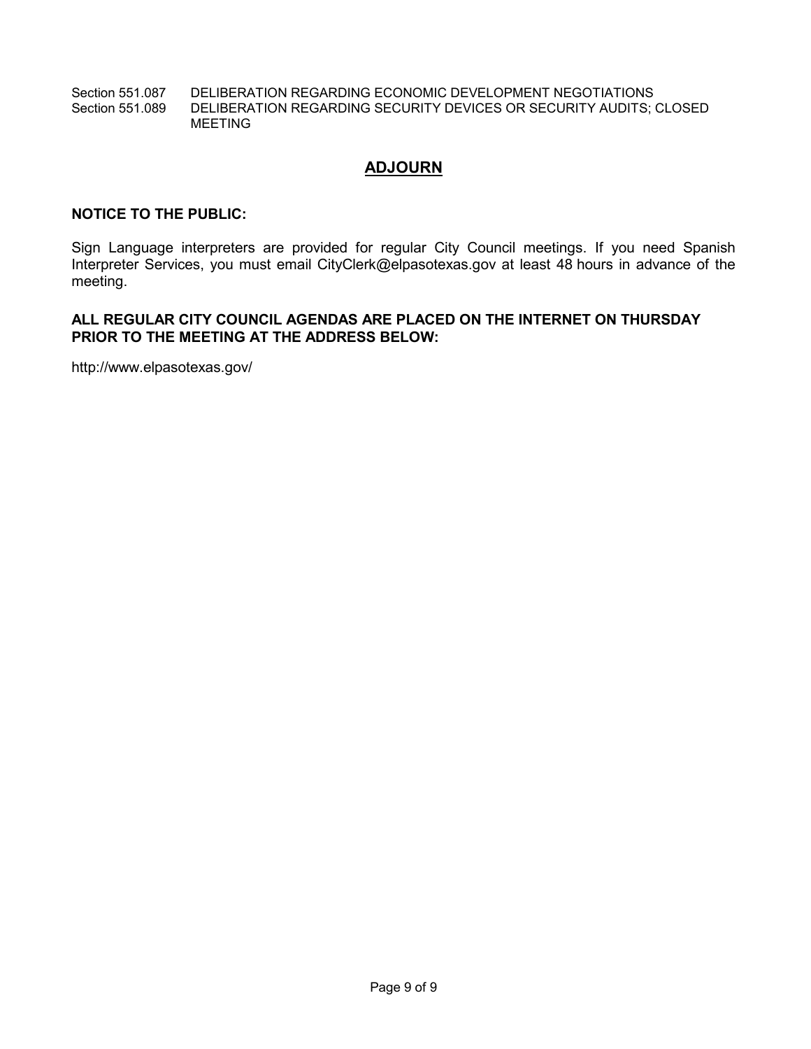Section 551.087 DELIBERATION REGARDING ECONOMIC DEVELOPMENT NEGOTIATIONS
Section 551.089 DELIBERATION REGARDING SECURITY DEVICES OR SECURITY AUDITS; CLOSED MEETING

## ADJOURN

**NOTICE TO THE PUBLIC:**

Sign Language interpreters are provided for regular City Council meetings. If you need Spanish Interpreter Services, you must email CityClerk@elpasotexas.gov at least 48 hours in advance of the meeting.

**ALL REGULAR CITY COUNCIL AGENDAS ARE PLACED ON THE INTERNET ON THURSDAY PRIOR TO THE MEETING AT THE ADDRESS BELOW:**

http://www.elpasotexas.gov/